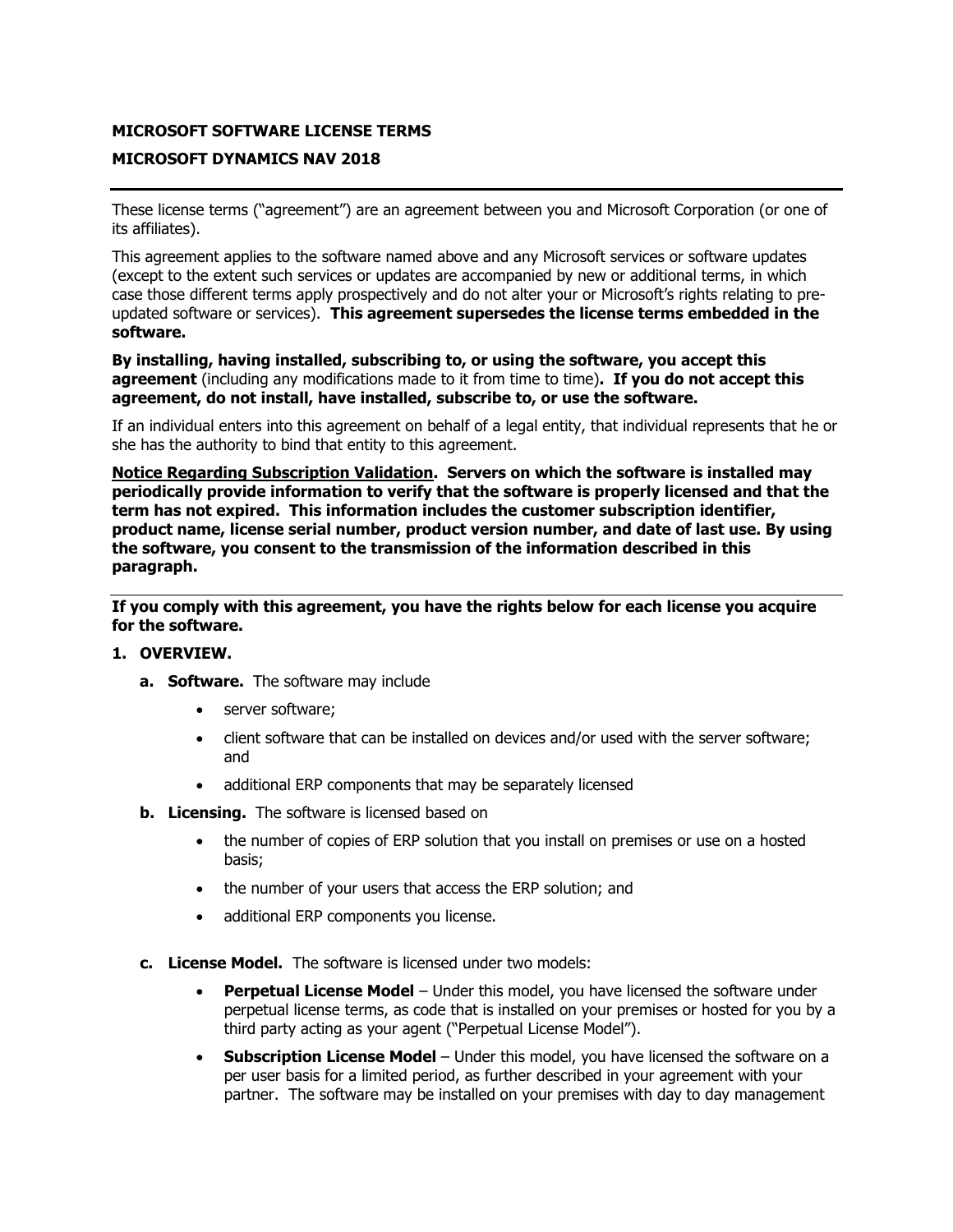**MICROSOFT SOFTWARE LICENSE TERMS**

**MICROSOFT DYNAMICS NAV 2018**

---

These license terms ("agreement") are an agreement between you and Microsoft Corporation (or one of its affiliates).

This agreement applies to the software named above and any Microsoft services or software updates (except to the extent such services or updates are accompanied by new or additional terms, in which case those different terms apply prospectively and do not alter your or Microsoft's rights relating to pre-updated software or services). **This agreement supersedes the license terms embedded in the software.**

**By installing, having installed, subscribing to, or using the software, you accept this agreement** (including any modifications made to it from time to time)**. If you do not accept this agreement, do not install, have installed, subscribe to, or use the software.**

If an individual enters into this agreement on behalf of a legal entity, that individual represents that he or she has the authority to bind that entity to this agreement.

**Notice Regarding Subscription Validation. Servers on which the software is installed may periodically provide information to verify that the software is properly licensed and that the term has not expired. This information includes the customer subscription identifier, product name, license serial number, product version number, and date of last use. By using the software, you consent to the transmission of the information described in this paragraph.**

---

**If you comply with this agreement, you have the rights below for each license you acquire for the software.**

1. **OVERVIEW.**
   a. **Software.** The software may include
      - server software;
      - client software that can be installed on devices and/or used with the server software; and
      - additional ERP components that may be separately licensed

   b. **Licensing.** The software is licensed based on
      - the number of copies of ERP solution that you install on premises or use on a hosted basis;
      - the number of your users that access the ERP solution; and
      - additional ERP components you license.

   c. **License Model.** The software is licensed under two models:
      - **Perpetual License Model** – Under this model, you have licensed the software under perpetual license terms, as code that is installed on your premises or hosted for you by a third party acting as your agent ("Perpetual License Model").
      - **Subscription License Model** – Under this model, you have licensed the software on a per user basis for a limited period, as further described in your agreement with your partner. The software may be installed on your premises with day to day management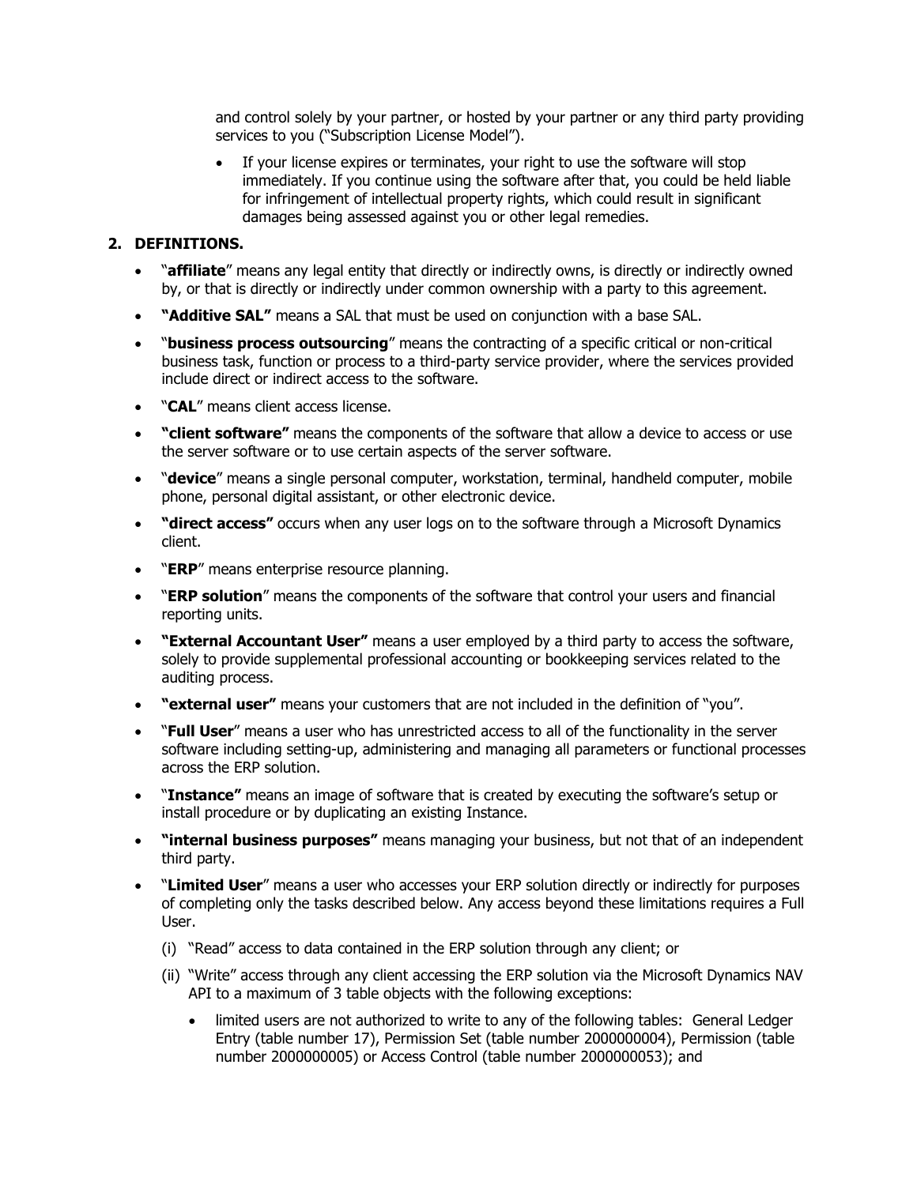and control solely by your partner, or hosted by your partner or any third party providing services to you ("Subscription License Model").

- If your license expires or terminates, your right to use the software will stop immediately. If you continue using the software after that, you could be held liable for infringement of intellectual property rights, which could result in significant damages being assessed against you or other legal remedies.

## 2. DEFINITIONS.

- "**affiliate**" means any legal entity that directly or indirectly owns, is directly or indirectly owned by, or that is directly or indirectly under common ownership with a party to this agreement.
- **"Additive SAL"** means a SAL that must be used on conjunction with a base SAL.
- "**business process outsourcing**" means the contracting of a specific critical or non-critical business task, function or process to a third-party service provider, where the services provided include direct or indirect access to the software.
- "**CAL**" means client access license.
- **"client software"** means the components of the software that allow a device to access or use the server software or to use certain aspects of the server software.
- "**device**" means a single personal computer, workstation, terminal, handheld computer, mobile phone, personal digital assistant, or other electronic device.
- **"direct access"** occurs when any user logs on to the software through a Microsoft Dynamics client.
- "**ERP**" means enterprise resource planning.
- "**ERP solution**" means the components of the software that control your users and financial reporting units.
- **"External Accountant User"** means a user employed by a third party to access the software, solely to provide supplemental professional accounting or bookkeeping services related to the auditing process.
- **"external user"** means your customers that are not included in the definition of "you".
- "**Full User**" means a user who has unrestricted access to all of the functionality in the server software including setting-up, administering and managing all parameters or functional processes across the ERP solution.
- "**Instance"** means an image of software that is created by executing the software's setup or install procedure or by duplicating an existing Instance.
- **"internal business purposes"** means managing your business, but not that of an independent third party.
- "**Limited User**" means a user who accesses your ERP solution directly or indirectly for purposes of completing only the tasks described below. Any access beyond these limitations requires a Full User.

  (i) "Read" access to data contained in the ERP solution through any client; or

  (ii) "Write" access through any client accessing the ERP solution via the Microsoft Dynamics NAV API to a maximum of 3 table objects with the following exceptions:

  - limited users are not authorized to write to any of the following tables: General Ledger Entry (table number 17), Permission Set (table number 2000000004), Permission (table number 2000000005) or Access Control (table number 2000000053); and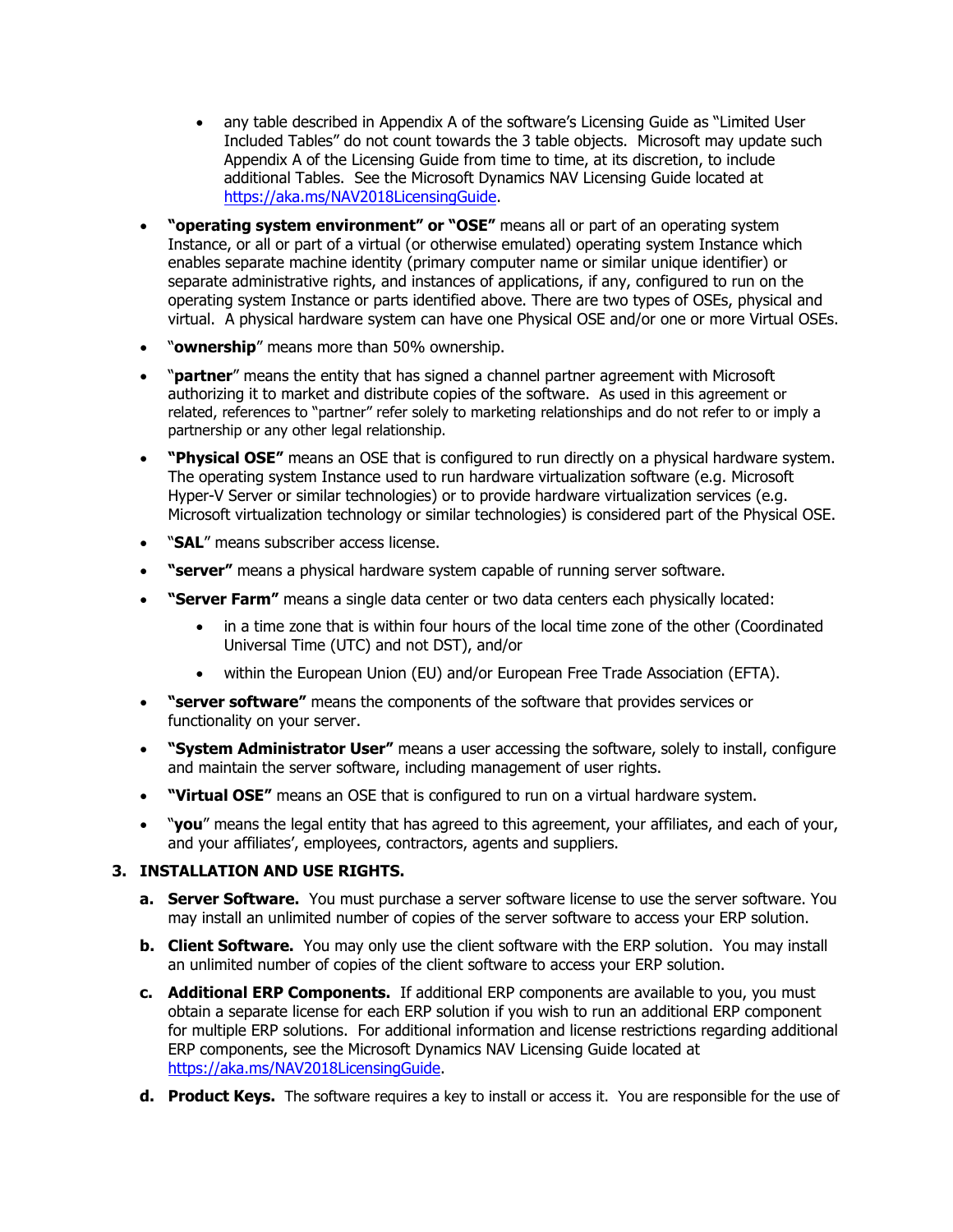- any table described in Appendix A of the software's Licensing Guide as "Limited User Included Tables" do not count towards the 3 table objects. Microsoft may update such Appendix A of the Licensing Guide from time to time, at its discretion, to include additional Tables. See the Microsoft Dynamics NAV Licensing Guide located at https://aka.ms/NAV2018LicensingGuide.

- **"operating system environment" or "OSE"** means all or part of an operating system Instance, or all or part of a virtual (or otherwise emulated) operating system Instance which enables separate machine identity (primary computer name or similar unique identifier) or separate administrative rights, and instances of applications, if any, configured to run on the operating system Instance or parts identified above. There are two types of OSEs, physical and virtual. A physical hardware system can have one Physical OSE and/or one or more Virtual OSEs.
- "**ownership**" means more than 50% ownership.
- "**partner**" means the entity that has signed a channel partner agreement with Microsoft authorizing it to market and distribute copies of the software. As used in this agreement or related, references to "partner" refer solely to marketing relationships and do not refer to or imply a partnership or any other legal relationship.
- **"Physical OSE"** means an OSE that is configured to run directly on a physical hardware system. The operating system Instance used to run hardware virtualization software (e.g. Microsoft Hyper-V Server or similar technologies) or to provide hardware virtualization services (e.g. Microsoft virtualization technology or similar technologies) is considered part of the Physical OSE.
- "**SAL**" means subscriber access license.
- **"server"** means a physical hardware system capable of running server software.
- **"Server Farm"** means a single data center or two data centers each physically located:
    - in a time zone that is within four hours of the local time zone of the other (Coordinated Universal Time (UTC) and not DST), and/or
    - within the European Union (EU) and/or European Free Trade Association (EFTA).
- **"server software"** means the components of the software that provides services or functionality on your server.
- **"System Administrator User"** means a user accessing the software, solely to install, configure and maintain the server software, including management of user rights.
- **"Virtual OSE"** means an OSE that is configured to run on a virtual hardware system.
- "**you**" means the legal entity that has agreed to this agreement, your affiliates, and each of your, and your affiliates', employees, contractors, agents and suppliers.

**3. INSTALLATION AND USE RIGHTS.**

**a. Server Software.** You must purchase a server software license to use the server software. You may install an unlimited number of copies of the server software to access your ERP solution.

**b. Client Software.** You may only use the client software with the ERP solution. You may install an unlimited number of copies of the client software to access your ERP solution.

**c. Additional ERP Components.** If additional ERP components are available to you, you must obtain a separate license for each ERP solution if you wish to run an additional ERP component for multiple ERP solutions. For additional information and license restrictions regarding additional ERP components, see the Microsoft Dynamics NAV Licensing Guide located at https://aka.ms/NAV2018LicensingGuide.

**d. Product Keys.** The software requires a key to install or access it. You are responsible for the use of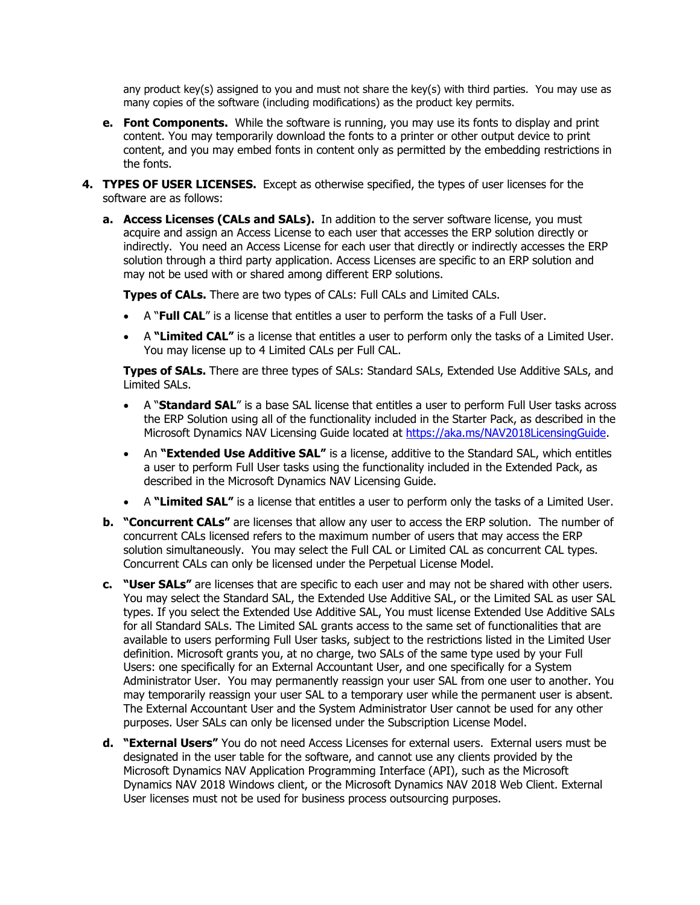any product key(s) assigned to you and must not share the key(s) with third parties. You may use as many copies of the software (including modifications) as the product key permits.

**e. Font Components.** While the software is running, you may use its fonts to display and print content. You may temporarily download the fonts to a printer or other output device to print content, and you may embed fonts in content only as permitted by the embedding restrictions in the fonts.

**4. TYPES OF USER LICENSES.** Except as otherwise specified, the types of user licenses for the software are as follows:

**a. Access Licenses (CALs and SALs).** In addition to the server software license, you must acquire and assign an Access License to each user that accesses the ERP solution directly or indirectly. You need an Access License for each user that directly or indirectly accesses the ERP solution through a third party application. Access Licenses are specific to an ERP solution and may not be used with or shared among different ERP solutions.

**Types of CALs.** There are two types of CALs: Full CALs and Limited CALs.

- A "**Full CAL**" is a license that entitles a user to perform the tasks of a Full User.
- A **"Limited CAL"** is a license that entitles a user to perform only the tasks of a Limited User. You may license up to 4 Limited CALs per Full CAL.

**Types of SALs.** There are three types of SALs: Standard SALs, Extended Use Additive SALs, and Limited SALs.

- A "**Standard SAL**" is a base SAL license that entitles a user to perform Full User tasks across the ERP Solution using all of the functionality included in the Starter Pack, as described in the Microsoft Dynamics NAV Licensing Guide located at https://aka.ms/NAV2018LicensingGuide.
- An **"Extended Use Additive SAL"** is a license, additive to the Standard SAL, which entitles a user to perform Full User tasks using the functionality included in the Extended Pack, as described in the Microsoft Dynamics NAV Licensing Guide.
- A **"Limited SAL"** is a license that entitles a user to perform only the tasks of a Limited User.

**b. "Concurrent CALs"** are licenses that allow any user to access the ERP solution. The number of concurrent CALs licensed refers to the maximum number of users that may access the ERP solution simultaneously. You may select the Full CAL or Limited CAL as concurrent CAL types. Concurrent CALs can only be licensed under the Perpetual License Model.

**c. "User SALs"** are licenses that are specific to each user and may not be shared with other users. You may select the Standard SAL, the Extended Use Additive SAL, or the Limited SAL as user SAL types. If you select the Extended Use Additive SAL, You must license Extended Use Additive SALs for all Standard SALs. The Limited SAL grants access to the same set of functionalities that are available to users performing Full User tasks, subject to the restrictions listed in the Limited User definition. Microsoft grants you, at no charge, two SALs of the same type used by your Full Users: one specifically for an External Accountant User, and one specifically for a System Administrator User. You may permanently reassign your user SAL from one user to another. You may temporarily reassign your user SAL to a temporary user while the permanent user is absent. The External Accountant User and the System Administrator User cannot be used for any other purposes. User SALs can only be licensed under the Subscription License Model.

**d. "External Users"** You do not need Access Licenses for external users. External users must be designated in the user table for the software, and cannot use any clients provided by the Microsoft Dynamics NAV Application Programming Interface (API), such as the Microsoft Dynamics NAV 2018 Windows client, or the Microsoft Dynamics NAV 2018 Web Client. External User licenses must not be used for business process outsourcing purposes.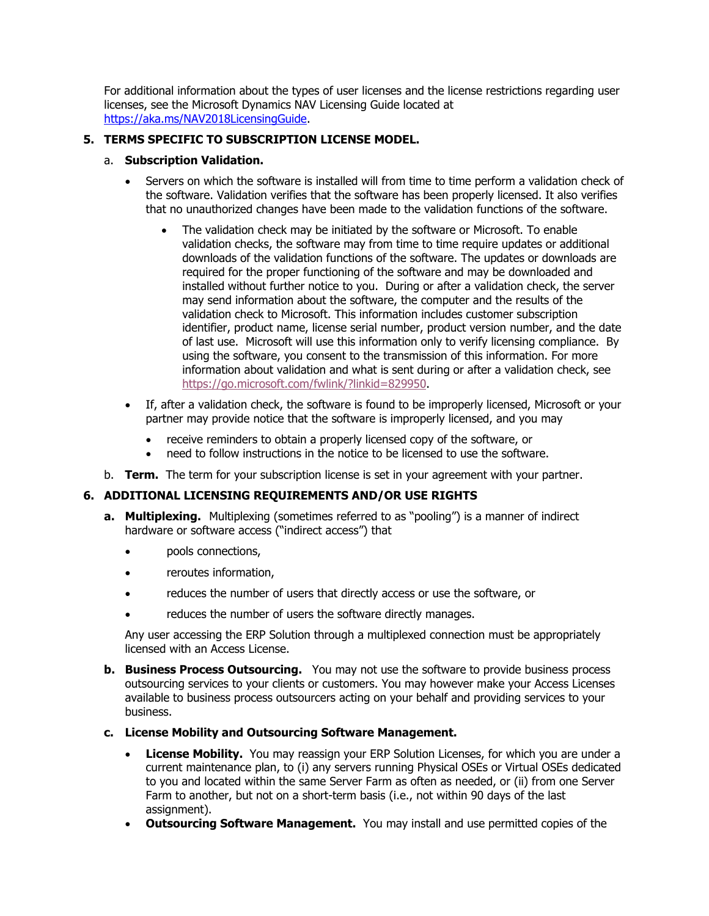For additional information about the types of user licenses and the license restrictions regarding user licenses, see the Microsoft Dynamics NAV Licensing Guide located at https://aka.ms/NAV2018LicensingGuide.

## 5. TERMS SPECIFIC TO SUBSCRIPTION LICENSE MODEL.

a. **Subscription Validation.**

- Servers on which the software is installed will from time to time perform a validation check of the software. Validation verifies that the software has been properly licensed. It also verifies that no unauthorized changes have been made to the validation functions of the software.
  - The validation check may be initiated by the software or Microsoft. To enable validation checks, the software may from time to time require updates or additional downloads of the validation functions of the software. The updates or downloads are required for the proper functioning of the software and may be downloaded and installed without further notice to you. During or after a validation check, the server may send information about the software, the computer and the results of the validation check to Microsoft. This information includes customer subscription identifier, product name, license serial number, product version number, and the date of last use. Microsoft will use this information only to verify licensing compliance. By using the software, you consent to the transmission of this information. For more information about validation and what is sent during or after a validation check, see https://go.microsoft.com/fwlink/?linkid=829950.
- If, after a validation check, the software is found to be improperly licensed, Microsoft or your partner may provide notice that the software is improperly licensed, and you may
  - receive reminders to obtain a properly licensed copy of the software, or
  - need to follow instructions in the notice to be licensed to use the software.

b. **Term.** The term for your subscription license is set in your agreement with your partner.

## 6. ADDITIONAL LICENSING REQUIREMENTS AND/OR USE RIGHTS

**a. Multiplexing.** Multiplexing (sometimes referred to as "pooling") is a manner of indirect hardware or software access ("indirect access") that

- pools connections,
- reroutes information,
- reduces the number of users that directly access or use the software, or
- reduces the number of users the software directly manages.

Any user accessing the ERP Solution through a multiplexed connection must be appropriately licensed with an Access License.

**b. Business Process Outsourcing.** You may not use the software to provide business process outsourcing services to your clients or customers. You may however make your Access Licenses available to business process outsourcers acting on your behalf and providing services to your business.

**c. License Mobility and Outsourcing Software Management.**

- **License Mobility.** You may reassign your ERP Solution Licenses, for which you are under a current maintenance plan, to (i) any servers running Physical OSEs or Virtual OSEs dedicated to you and located within the same Server Farm as often as needed, or (ii) from one Server Farm to another, but not on a short-term basis (i.e., not within 90 days of the last assignment).
- **Outsourcing Software Management.** You may install and use permitted copies of the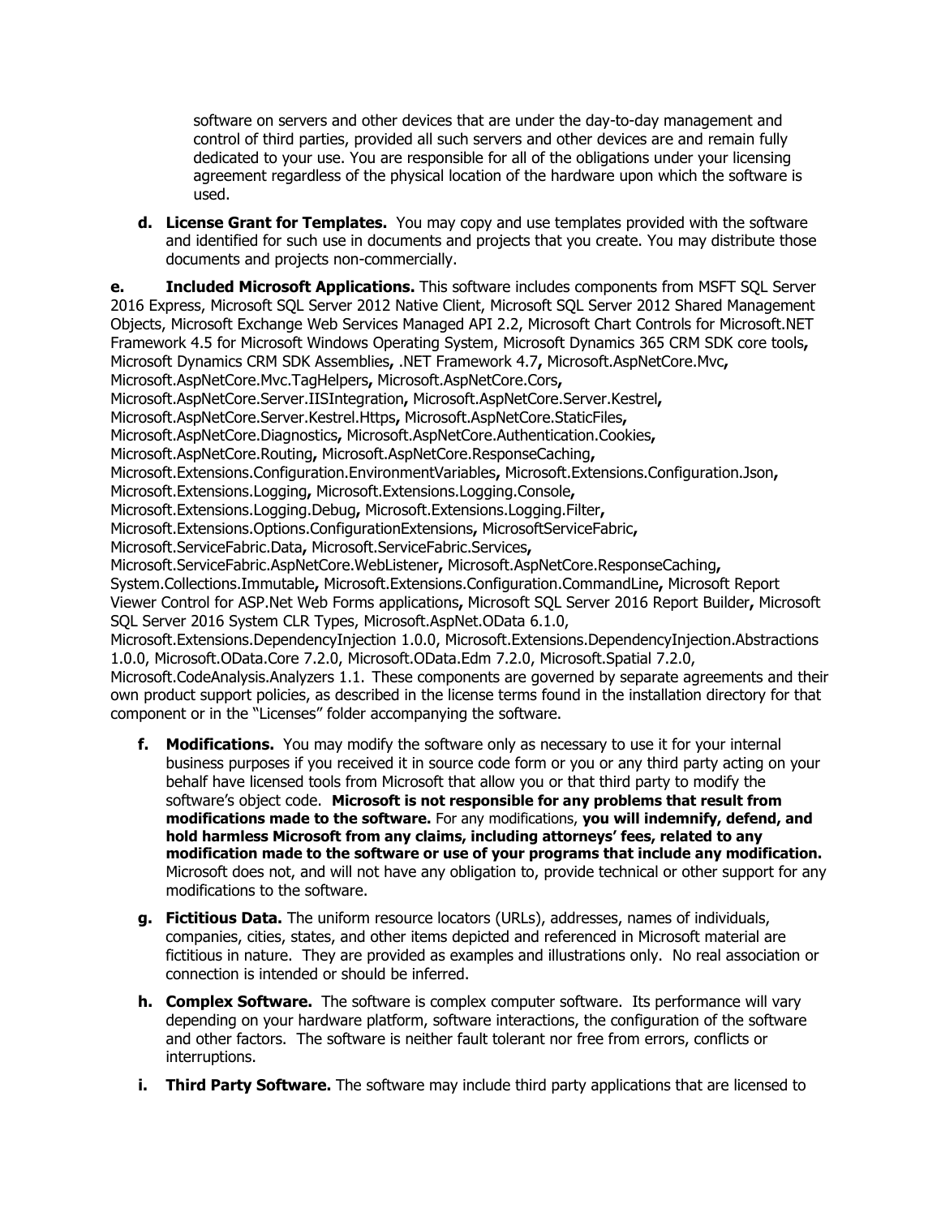software on servers and other devices that are under the day-to-day management and control of third parties, provided all such servers and other devices are and remain fully dedicated to your use. You are responsible for all of the obligations under your licensing agreement regardless of the physical location of the hardware upon which the software is used.

**d. License Grant for Templates.** You may copy and use templates provided with the software and identified for such use in documents and projects that you create. You may distribute those documents and projects non-commercially.

**e. Included Microsoft Applications.** This software includes components from MSFT SQL Server 2016 Express, Microsoft SQL Server 2012 Native Client, Microsoft SQL Server 2012 Shared Management Objects, Microsoft Exchange Web Services Managed API 2.2, Microsoft Chart Controls for Microsoft.NET Framework 4.5 for Microsoft Windows Operating System, Microsoft Dynamics 365 CRM SDK core tools**,** Microsoft Dynamics CRM SDK Assemblies**,** .NET Framework 4.7**,** Microsoft.AspNetCore.Mvc**,** Microsoft.AspNetCore.Mvc.TagHelpers**,** Microsoft.AspNetCore.Cors**,** Microsoft.AspNetCore.Server.IISIntegration**,** Microsoft.AspNetCore.Server.Kestrel**,** Microsoft.AspNetCore.Server.Kestrel.Https**,** Microsoft.AspNetCore.StaticFiles**,** Microsoft.AspNetCore.Diagnostics**,** Microsoft.AspNetCore.Authentication.Cookies**,** Microsoft.AspNetCore.Routing**,** Microsoft.AspNetCore.ResponseCaching**,** Microsoft.Extensions.Configuration.EnvironmentVariables**,** Microsoft.Extensions.Configuration.Json**,** Microsoft.Extensions.Logging**,** Microsoft.Extensions.Logging.Console**,** Microsoft.Extensions.Logging.Debug**,** Microsoft.Extensions.Logging.Filter**,** Microsoft.Extensions.Options.ConfigurationExtensions**,** MicrosoftServiceFabric**,** Microsoft.ServiceFabric.Data**,** Microsoft.ServiceFabric.Services**,** Microsoft.ServiceFabric.AspNetCore.WebListener**,** Microsoft.AspNetCore.ResponseCaching**,** System.Collections.Immutable**,** Microsoft.Extensions.Configuration.CommandLine**,** Microsoft Report Viewer Control for ASP.Net Web Forms applications**,** Microsoft SQL Server 2016 Report Builder**,** Microsoft SQL Server 2016 System CLR Types, Microsoft.AspNet.OData 6.1.0, Microsoft.Extensions.DependencyInjection 1.0.0, Microsoft.Extensions.DependencyInjection.Abstractions 1.0.0, Microsoft.OData.Core 7.2.0, Microsoft.OData.Edm 7.2.0, Microsoft.Spatial 7.2.0, Microsoft.CodeAnalysis.Analyzers 1.1. These components are governed by separate agreements and their own product support policies, as described in the license terms found in the installation directory for that component or in the "Licenses" folder accompanying the software.

**f. Modifications.** You may modify the software only as necessary to use it for your internal business purposes if you received it in source code form or you or any third party acting on your behalf have licensed tools from Microsoft that allow you or that third party to modify the software's object code. **Microsoft is not responsible for any problems that result from modifications made to the software.** For any modifications, **you will indemnify, defend, and hold harmless Microsoft from any claims, including attorneys' fees, related to any modification made to the software or use of your programs that include any modification.** Microsoft does not, and will not have any obligation to, provide technical or other support for any modifications to the software.

**g. Fictitious Data.** The uniform resource locators (URLs), addresses, names of individuals, companies, cities, states, and other items depicted and referenced in Microsoft material are fictitious in nature. They are provided as examples and illustrations only. No real association or connection is intended or should be inferred.

**h. Complex Software.** The software is complex computer software. Its performance will vary depending on your hardware platform, software interactions, the configuration of the software and other factors. The software is neither fault tolerant nor free from errors, conflicts or interruptions.

**i. Third Party Software.** The software may include third party applications that are licensed to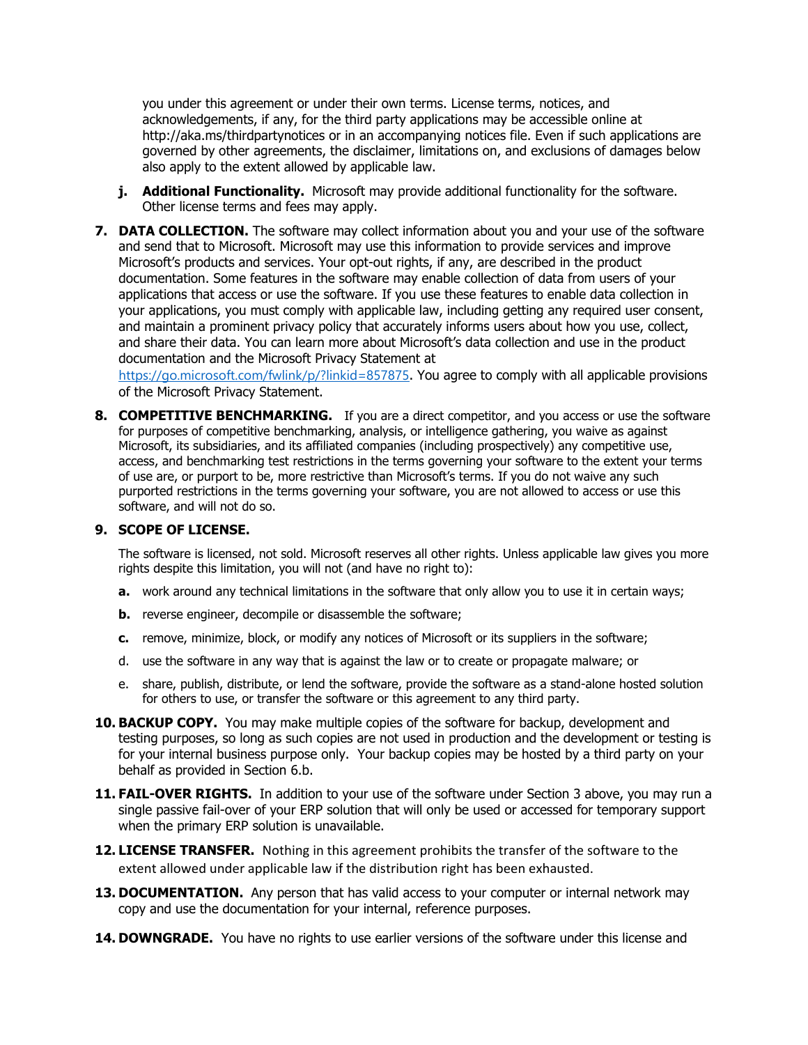you under this agreement or under their own terms. License terms, notices, and acknowledgements, if any, for the third party applications may be accessible online at http://aka.ms/thirdpartynotices or in an accompanying notices file. Even if such applications are governed by other agreements, the disclaimer, limitations on, and exclusions of damages below also apply to the extent allowed by applicable law.

  j. **Additional Functionality.** Microsoft may provide additional functionality for the software. Other license terms and fees may apply.

7. **DATA COLLECTION.** The software may collect information about you and your use of the software and send that to Microsoft. Microsoft may use this information to provide services and improve Microsoft's products and services. Your opt-out rights, if any, are described in the product documentation. Some features in the software may enable collection of data from users of your applications that access or use the software. If you use these features to enable data collection in your applications, you must comply with applicable law, including getting any required user consent, and maintain a prominent privacy policy that accurately informs users about how you use, collect, and share their data. You can learn more about Microsoft's data collection and use in the product documentation and the Microsoft Privacy Statement at https://go.microsoft.com/fwlink/p/?linkid=857875. You agree to comply with all applicable provisions of the Microsoft Privacy Statement.

8. **COMPETITIVE BENCHMARKING.** If you are a direct competitor, and you access or use the software for purposes of competitive benchmarking, analysis, or intelligence gathering, you waive as against Microsoft, its subsidiaries, and its affiliated companies (including prospectively) any competitive use, access, and benchmarking test restrictions in the terms governing your software to the extent your terms of use are, or purport to be, more restrictive than Microsoft's terms. If you do not waive any such purported restrictions in the terms governing your software, you are not allowed to access or use this software, and will not do so.

9. **SCOPE OF LICENSE.**

   The software is licensed, not sold. Microsoft reserves all other rights. Unless applicable law gives you more rights despite this limitation, you will not (and have no right to):

   a. work around any technical limitations in the software that only allow you to use it in certain ways;

   b. reverse engineer, decompile or disassemble the software;

   c. remove, minimize, block, or modify any notices of Microsoft or its suppliers in the software;

   d. use the software in any way that is against the law or to create or propagate malware; or

   e. share, publish, distribute, or lend the software, provide the software as a stand-alone hosted solution for others to use, or transfer the software or this agreement to any third party.

10. **BACKUP COPY.** You may make multiple copies of the software for backup, development and testing purposes, so long as such copies are not used in production and the development or testing is for your internal business purpose only. Your backup copies may be hosted by a third party on your behalf as provided in Section 6.b.

11. **FAIL-OVER RIGHTS.** In addition to your use of the software under Section 3 above, you may run a single passive fail-over of your ERP solution that will only be used or accessed for temporary support when the primary ERP solution is unavailable.

12. **LICENSE TRANSFER.** Nothing in this agreement prohibits the transfer of the software to the extent allowed under applicable law if the distribution right has been exhausted.

13. **DOCUMENTATION.** Any person that has valid access to your computer or internal network may copy and use the documentation for your internal, reference purposes.

14. **DOWNGRADE.** You have no rights to use earlier versions of the software under this license and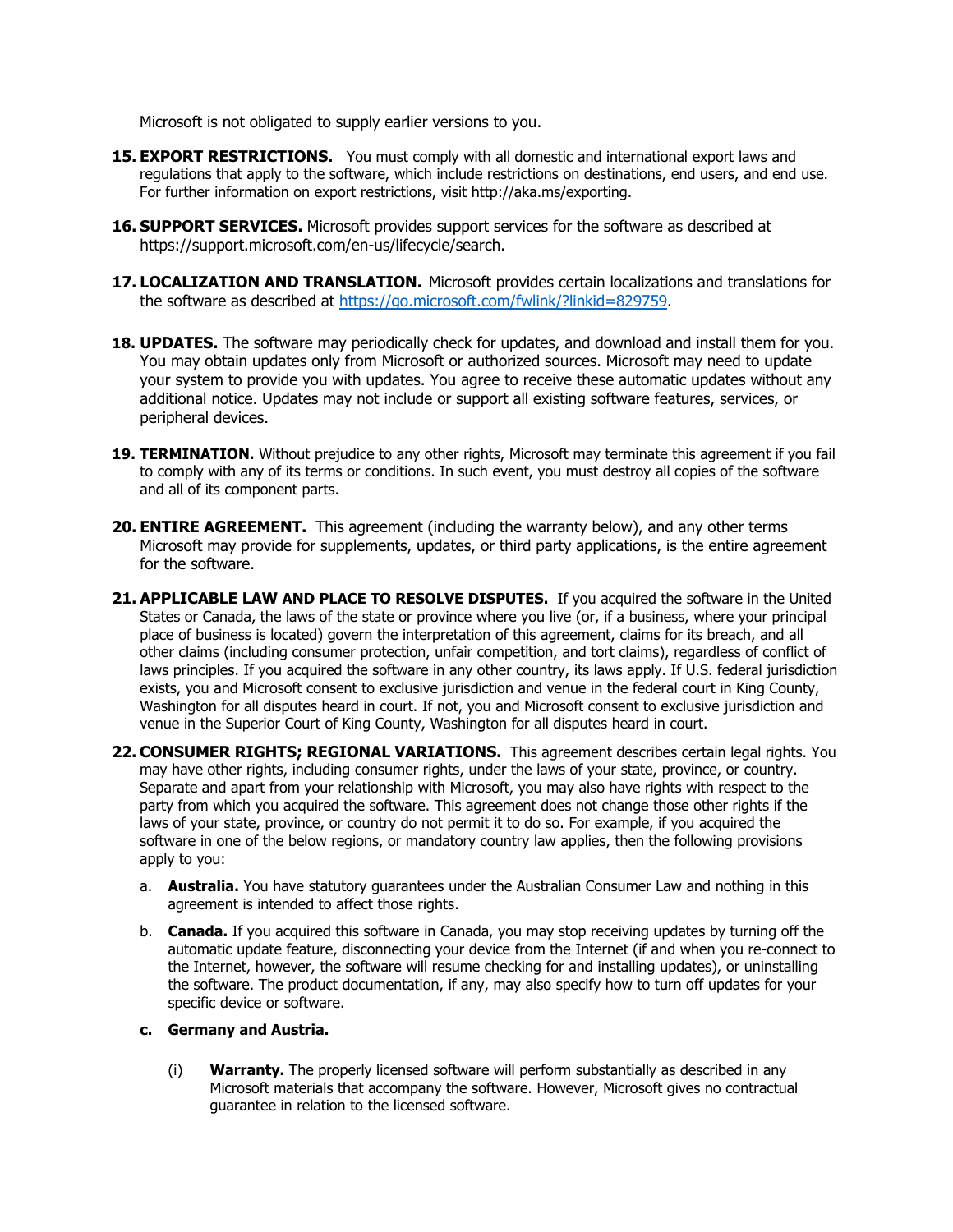Microsoft is not obligated to supply earlier versions to you.

15. **EXPORT RESTRICTIONS.** You must comply with all domestic and international export laws and regulations that apply to the software, which include restrictions on destinations, end users, and end use. For further information on export restrictions, visit http://aka.ms/exporting.

16. **SUPPORT SERVICES.** Microsoft provides support services for the software as described at https://support.microsoft.com/en-us/lifecycle/search.

17. **LOCALIZATION AND TRANSLATION.** Microsoft provides certain localizations and translations for the software as described at [https://go.microsoft.com/fwlink/?linkid=829759](https://go.microsoft.com/fwlink/?linkid=829759).

18. **UPDATES.** The software may periodically check for updates, and download and install them for you. You may obtain updates only from Microsoft or authorized sources. Microsoft may need to update your system to provide you with updates. You agree to receive these automatic updates without any additional notice. Updates may not include or support all existing software features, services, or peripheral devices.

19. **TERMINATION.** Without prejudice to any other rights, Microsoft may terminate this agreement if you fail to comply with any of its terms or conditions. In such event, you must destroy all copies of the software and all of its component parts.

20. **ENTIRE AGREEMENT.** This agreement (including the warranty below), and any other terms Microsoft may provide for supplements, updates, or third party applications, is the entire agreement for the software.

21. **APPLICABLE LAW AND PLACE TO RESOLVE DISPUTES.** If you acquired the software in the United States or Canada, the laws of the state or province where you live (or, if a business, where your principal place of business is located) govern the interpretation of this agreement, claims for its breach, and all other claims (including consumer protection, unfair competition, and tort claims), regardless of conflict of laws principles. If you acquired the software in any other country, its laws apply. If U.S. federal jurisdiction exists, you and Microsoft consent to exclusive jurisdiction and venue in the federal court in King County, Washington for all disputes heard in court. If not, you and Microsoft consent to exclusive jurisdiction and venue in the Superior Court of King County, Washington for all disputes heard in court.

22. **CONSUMER RIGHTS; REGIONAL VARIATIONS.** This agreement describes certain legal rights. You may have other rights, including consumer rights, under the laws of your state, province, or country. Separate and apart from your relationship with Microsoft, you may also have rights with respect to the party from which you acquired the software. This agreement does not change those other rights if the laws of your state, province, or country do not permit it to do so. For example, if you acquired the software in one of the below regions, or mandatory country law applies, then the following provisions apply to you:

    a. **Australia.** You have statutory guarantees under the Australian Consumer Law and nothing in this agreement is intended to affect those rights.

    b. **Canada.** If you acquired this software in Canada, you may stop receiving updates by turning off the automatic update feature, disconnecting your device from the Internet (if and when you re-connect to the Internet, however, the software will resume checking for and installing updates), or uninstalling the software. The product documentation, if any, may also specify how to turn off updates for your specific device or software.

    **c. Germany and Austria.**

    (i) **Warranty.** The properly licensed software will perform substantially as described in any Microsoft materials that accompany the software. However, Microsoft gives no contractual guarantee in relation to the licensed software.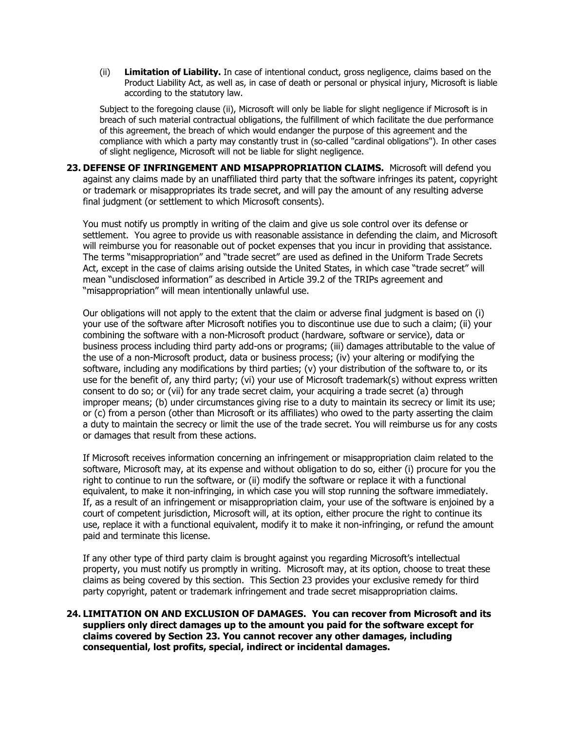(ii) **Limitation of Liability.** In case of intentional conduct, gross negligence, claims based on the Product Liability Act, as well as, in case of death or personal or physical injury, Microsoft is liable according to the statutory law.

Subject to the foregoing clause (ii), Microsoft will only be liable for slight negligence if Microsoft is in breach of such material contractual obligations, the fulfillment of which facilitate the due performance of this agreement, the breach of which would endanger the purpose of this agreement and the compliance with which a party may constantly trust in (so-called "cardinal obligations"). In other cases of slight negligence, Microsoft will not be liable for slight negligence.

**23. DEFENSE OF INFRINGEMENT AND MISAPPROPRIATION CLAIMS.** Microsoft will defend you against any claims made by an unaffiliated third party that the software infringes its patent, copyright or trademark or misappropriates its trade secret, and will pay the amount of any resulting adverse final judgment (or settlement to which Microsoft consents).

You must notify us promptly in writing of the claim and give us sole control over its defense or settlement. You agree to provide us with reasonable assistance in defending the claim, and Microsoft will reimburse you for reasonable out of pocket expenses that you incur in providing that assistance. The terms "misappropriation" and "trade secret" are used as defined in the Uniform Trade Secrets Act, except in the case of claims arising outside the United States, in which case "trade secret" will mean "undisclosed information" as described in Article 39.2 of the TRIPs agreement and "misappropriation" will mean intentionally unlawful use.

Our obligations will not apply to the extent that the claim or adverse final judgment is based on (i) your use of the software after Microsoft notifies you to discontinue use due to such a claim; (ii) your combining the software with a non-Microsoft product (hardware, software or service), data or business process including third party add-ons or programs; (iii) damages attributable to the value of the use of a non-Microsoft product, data or business process; (iv) your altering or modifying the software, including any modifications by third parties; (v) your distribution of the software to, or its use for the benefit of, any third party; (vi) your use of Microsoft trademark(s) without express written consent to do so; or (vii) for any trade secret claim, your acquiring a trade secret (a) through improper means; (b) under circumstances giving rise to a duty to maintain its secrecy or limit its use; or (c) from a person (other than Microsoft or its affiliates) who owed to the party asserting the claim a duty to maintain the secrecy or limit the use of the trade secret. You will reimburse us for any costs or damages that result from these actions.

If Microsoft receives information concerning an infringement or misappropriation claim related to the software, Microsoft may, at its expense and without obligation to do so, either (i) procure for you the right to continue to run the software, or (ii) modify the software or replace it with a functional equivalent, to make it non-infringing, in which case you will stop running the software immediately. If, as a result of an infringement or misappropriation claim, your use of the software is enjoined by a court of competent jurisdiction, Microsoft will, at its option, either procure the right to continue its use, replace it with a functional equivalent, modify it to make it non-infringing, or refund the amount paid and terminate this license.

If any other type of third party claim is brought against you regarding Microsoft's intellectual property, you must notify us promptly in writing. Microsoft may, at its option, choose to treat these claims as being covered by this section. This Section 23 provides your exclusive remedy for third party copyright, patent or trademark infringement and trade secret misappropriation claims.

**24. LIMITATION ON AND EXCLUSION OF DAMAGES. You can recover from Microsoft and its suppliers only direct damages up to the amount you paid for the software except for claims covered by Section 23. You cannot recover any other damages, including consequential, lost profits, special, indirect or incidental damages.**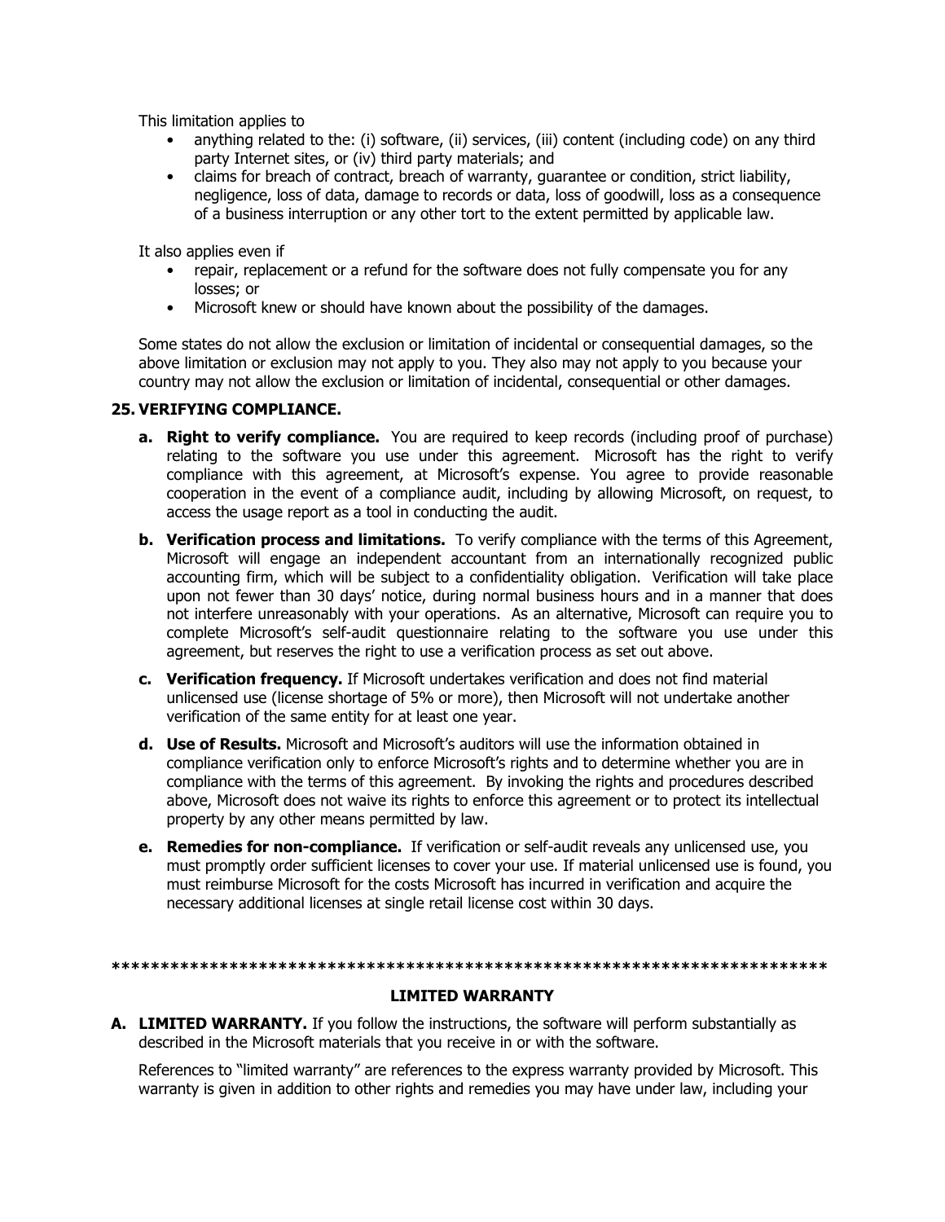This limitation applies to

- anything related to the: (i) software, (ii) services, (iii) content (including code) on any third party Internet sites, or (iv) third party materials; and
- claims for breach of contract, breach of warranty, guarantee or condition, strict liability, negligence, loss of data, damage to records or data, loss of goodwill, loss as a consequence of a business interruption or any other tort to the extent permitted by applicable law.

It also applies even if

- repair, replacement or a refund for the software does not fully compensate you for any losses; or
- Microsoft knew or should have known about the possibility of the damages.

Some states do not allow the exclusion or limitation of incidental or consequential damages, so the above limitation or exclusion may not apply to you. They also may not apply to you because your country may not allow the exclusion or limitation of incidental, consequential or other damages.

**25. VERIFYING COMPLIANCE.**

**a. Right to verify compliance.** You are required to keep records (including proof of purchase) relating to the software you use under this agreement. Microsoft has the right to verify compliance with this agreement, at Microsoft's expense. You agree to provide reasonable cooperation in the event of a compliance audit, including by allowing Microsoft, on request, to access the usage report as a tool in conducting the audit.

**b. Verification process and limitations.** To verify compliance with the terms of this Agreement, Microsoft will engage an independent accountant from an internationally recognized public accounting firm, which will be subject to a confidentiality obligation. Verification will take place upon not fewer than 30 days' notice, during normal business hours and in a manner that does not interfere unreasonably with your operations. As an alternative, Microsoft can require you to complete Microsoft's self-audit questionnaire relating to the software you use under this agreement, but reserves the right to use a verification process as set out above.

**c. Verification frequency.** If Microsoft undertakes verification and does not find material unlicensed use (license shortage of 5% or more), then Microsoft will not undertake another verification of the same entity for at least one year.

**d. Use of Results.** Microsoft and Microsoft's auditors will use the information obtained in compliance verification only to enforce Microsoft's rights and to determine whether you are in compliance with the terms of this agreement. By invoking the rights and procedures described above, Microsoft does not waive its rights to enforce this agreement or to protect its intellectual property by any other means permitted by law.

**e. Remedies for non-compliance.** If verification or self-audit reveals any unlicensed use, you must promptly order sufficient licenses to cover your use. If material unlicensed use is found, you must reimburse Microsoft for the costs Microsoft has incurred in verification and acquire the necessary additional licenses at single retail license cost within 30 days.

**************************************************************************

**LIMITED WARRANTY**

**A. LIMITED WARRANTY.** If you follow the instructions, the software will perform substantially as described in the Microsoft materials that you receive in or with the software.

References to "limited warranty" are references to the express warranty provided by Microsoft. This warranty is given in addition to other rights and remedies you may have under law, including your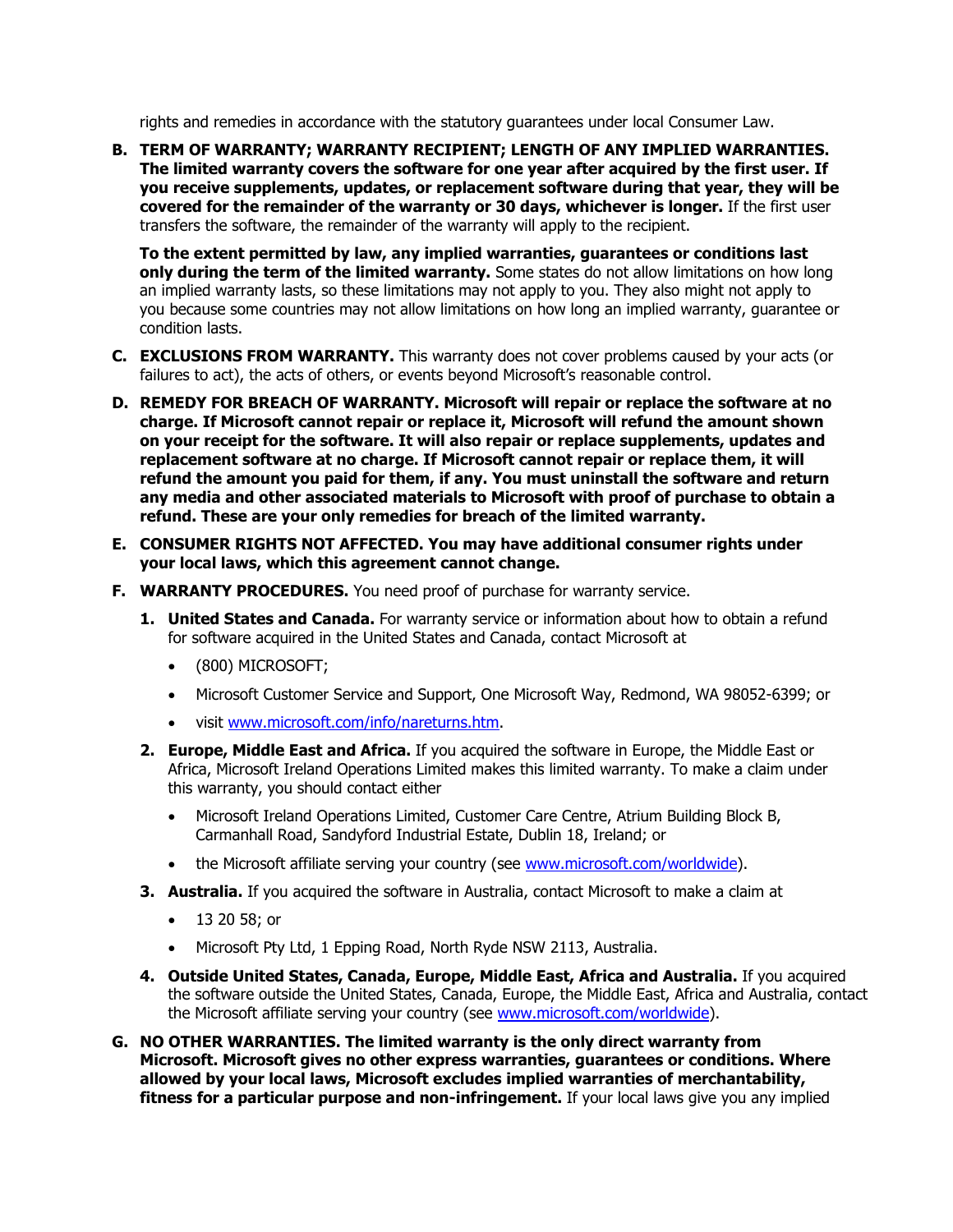rights and remedies in accordance with the statutory guarantees under local Consumer Law.

B. **TERM OF WARRANTY; WARRANTY RECIPIENT; LENGTH OF ANY IMPLIED WARRANTIES. The limited warranty covers the software for one year after acquired by the first user. If you receive supplements, updates, or replacement software during that year, they will be covered for the remainder of the warranty or 30 days, whichever is longer.** If the first user transfers the software, the remainder of the warranty will apply to the recipient.

   **To the extent permitted by law, any implied warranties, guarantees or conditions last only during the term of the limited warranty.** Some states do not allow limitations on how long an implied warranty lasts, so these limitations may not apply to you. They also might not apply to you because some countries may not allow limitations on how long an implied warranty, guarantee or condition lasts.

C. **EXCLUSIONS FROM WARRANTY.** This warranty does not cover problems caused by your acts (or failures to act), the acts of others, or events beyond Microsoft's reasonable control.

D. **REMEDY FOR BREACH OF WARRANTY. Microsoft will repair or replace the software at no charge. If Microsoft cannot repair or replace it, Microsoft will refund the amount shown on your receipt for the software. It will also repair or replace supplements, updates and replacement software at no charge. If Microsoft cannot repair or replace them, it will refund the amount you paid for them, if any. You must uninstall the software and return any media and other associated materials to Microsoft with proof of purchase to obtain a refund. These are your only remedies for breach of the limited warranty.**

E. **CONSUMER RIGHTS NOT AFFECTED. You may have additional consumer rights under your local laws, which this agreement cannot change.**

F. **WARRANTY PROCEDURES.** You need proof of purchase for warranty service.

   1. **United States and Canada.** For warranty service or information about how to obtain a refund for software acquired in the United States and Canada, contact Microsoft at
      - (800) MICROSOFT;
      - Microsoft Customer Service and Support, One Microsoft Way, Redmond, WA 98052-6399; or
      - visit www.microsoft.com/info/nareturns.htm.
   2. **Europe, Middle East and Africa.** If you acquired the software in Europe, the Middle East or Africa, Microsoft Ireland Operations Limited makes this limited warranty. To make a claim under this warranty, you should contact either
      - Microsoft Ireland Operations Limited, Customer Care Centre, Atrium Building Block B, Carmanhall Road, Sandyford Industrial Estate, Dublin 18, Ireland; or
      - the Microsoft affiliate serving your country (see www.microsoft.com/worldwide).
   3. **Australia.** If you acquired the software in Australia, contact Microsoft to make a claim at
      - 13 20 58; or
      - Microsoft Pty Ltd, 1 Epping Road, North Ryde NSW 2113, Australia.
   4. **Outside United States, Canada, Europe, Middle East, Africa and Australia.** If you acquired the software outside the United States, Canada, Europe, the Middle East, Africa and Australia, contact the Microsoft affiliate serving your country (see www.microsoft.com/worldwide).

G. **NO OTHER WARRANTIES. The limited warranty is the only direct warranty from Microsoft. Microsoft gives no other express warranties, guarantees or conditions. Where allowed by your local laws, Microsoft excludes implied warranties of merchantability, fitness for a particular purpose and non-infringement.** If your local laws give you any implied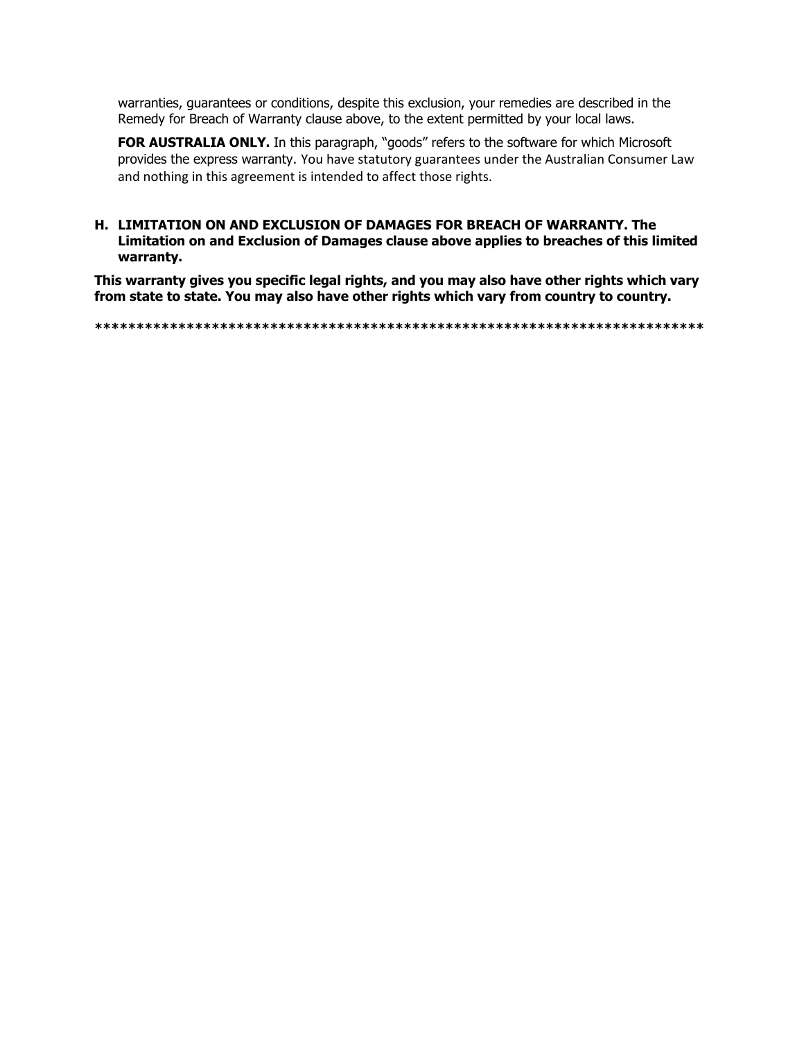warranties, guarantees or conditions, despite this exclusion, your remedies are described in the Remedy for Breach of Warranty clause above, to the extent permitted by your local laws.

**FOR AUSTRALIA ONLY.** In this paragraph, "goods" refers to the software for which Microsoft provides the express warranty. You have statutory guarantees under the Australian Consumer Law and nothing in this agreement is intended to affect those rights.

**H. LIMITATION ON AND EXCLUSION OF DAMAGES FOR BREACH OF WARRANTY. The Limitation on and Exclusion of Damages clause above applies to breaches of this limited warranty.**

**This warranty gives you specific legal rights, and you may also have other rights which vary from state to state. You may also have other rights which vary from country to country.**

**************************************************************************